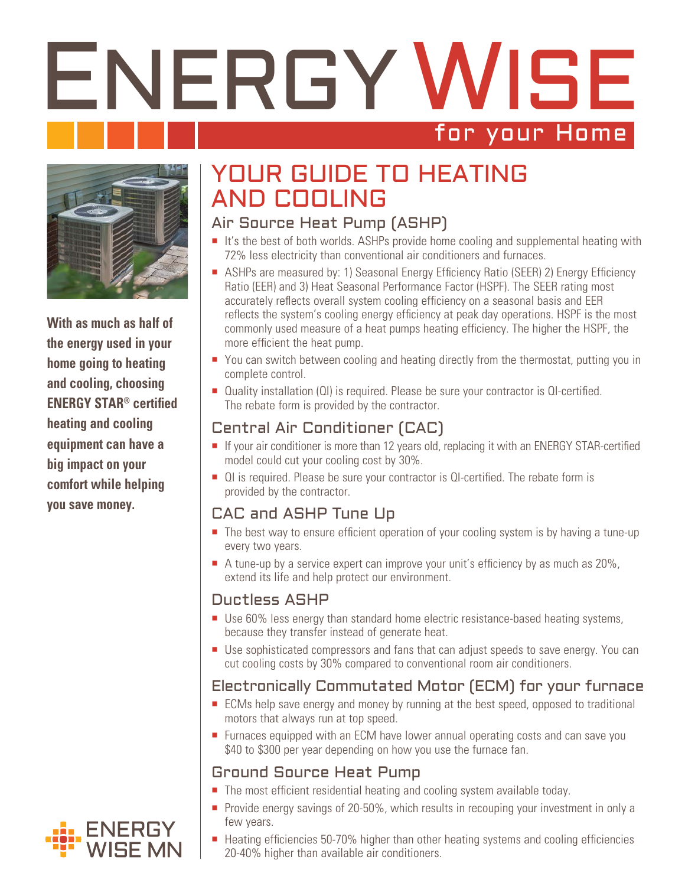# ENERGY WISE

for your Home

**With as much as half of the energy used in your home going to heating and cooling, choosing ENERGY STAR® certified heating and cooling equipment can have a big impact on your comfort while helping you save money.**

ENERGY WISE MN

## YOUR GUIDE TO HEATING AND COOLING

### Air Source Heat Pump (ASHP)

- It's the best of both worlds. ASHPs provide home cooling and supplemental heating with 72% less electricity than conventional air conditioners and furnaces.
- ASHPs are measured by: 1) Seasonal Energy Efficiency Ratio (SEER) 2) Energy Efficiency Ratio (EER) and 3) Heat Seasonal Performance Factor (HSPF). The SEER rating most accurately reflects overall system cooling efficiency on a seasonal basis and EER reflects the system's cooling energy efficiency at peak day operations. HSPF is the most commonly used measure of a heat pumps heating efficiency. The higher the HSPF, the more efficient the heat pump.
- You can switch between cooling and heating directly from the thermostat, putting you in complete control.
- Quality installation (QI) is required. Please be sure your contractor is QI-certified. The rebate form is provided by the contractor.

### Central Air Conditioner (CAC)

- If your air conditioner is more than 12 years old, replacing it with an ENERGY STAR-certified model could cut your cooling cost by 30%.
- QI is required. Please be sure your contractor is QI-certified. The rebate form is provided by the contractor.

### CAC and ASHP Tune Up

- The best way to ensure efficient operation of your cooling system is by having a tune-up every two years.
- A tune-up by a service expert can improve your unit's efficiency by as much as 20%, extend its life and help protect our environment.

### Ductless ASHP

- Use 60% less energy than standard home electric resistance-based heating systems, because they transfer instead of generate heat.
- Use sophisticated compressors and fans that can adjust speeds to save energy. You can cut cooling costs by 30% compared to conventional room air conditioners.

### Electronically Commutated Motor (ECM) for your furnace

- ECMs help save energy and money by running at the best speed, opposed to traditional motors that always run at top speed.
- Furnaces equipped with an ECM have lower annual operating costs and can save you $40 to $300 per year depending on how you use the furnace fan.

### Ground Source Heat Pump

- The most efficient residential heating and cooling system available today.
- Provide energy savings of 20-50%, which results in recouping your investment in only a few years.
- Heating efficiencies 50-70% higher than other heating systems and cooling efficiencies 20-40% higher than available air conditioners.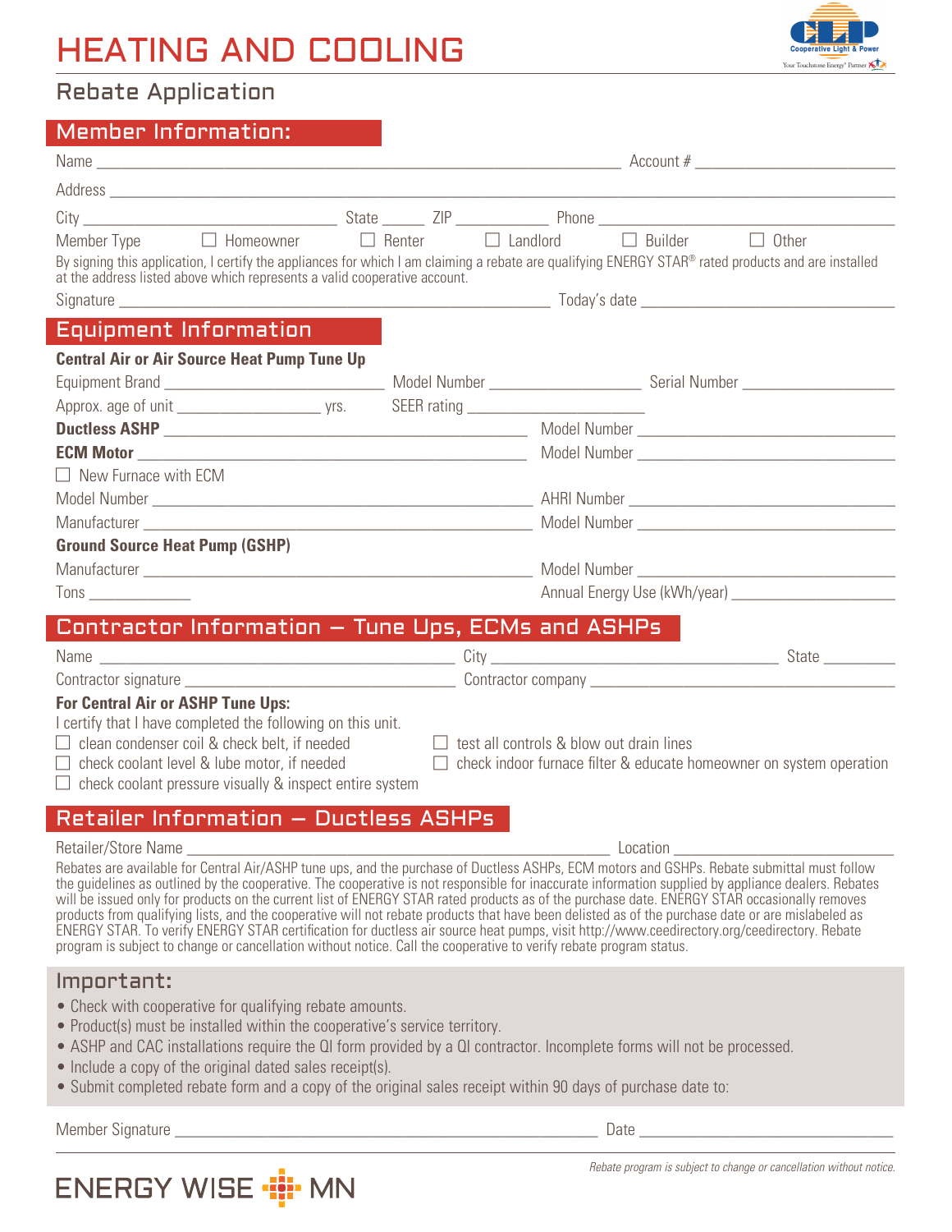# HEATING AND COOLING

## Rebate Application

## Member Information:

Name ______________________________ Account # ______________

Address ______________________________

City ______________ State _____ ZIP __________ Phone ______________

Member Type ☐ Homeowner ☐ Renter ☐ Landlord ☐ Builder ☐ Other

By signing this application, I certify the appliances for which I am claiming a rebate are qualifying ENERGY STAR® rated products and are installed at the address listed above which represents a valid cooperative account.

Signature ______________________________ Today's date ______________

## Equipment Information

**Central Air or Air Source Heat Pump Tune Up**

Equipment Brand ______________ Model Number ______________ Serial Number ______________

Approx. age of unit __________ yrs. SEER rating ______________

**Ductless ASHP** ______________________________ Model Number ______________

**ECM Motor** ______________________________ Model Number ______________

☐ New Furnace with ECM

Model Number ______________________________ AHRI Number ______________

Manufacturer ______________________________ Model Number ______________

**Ground Source Heat Pump (GSHP)**

Manufacturer ______________________________ Model Number ______________

Tons __________ Annual Energy Use (kWh/year) ______________

## Contractor Information – Tune Ups, ECMs and ASHPs

Name ______________________________ City ______________ State ________

Contractor signature ______________________________ Contractor company ______________

**For Central Air or ASHP Tune Ups:**

I certify that I have completed the following on this unit.

☐ clean condenser coil & check belt, if needed

☐ check coolant level & lube motor, if needed

☐ check coolant pressure visually & inspect entire system

☐ test all controls & blow out drain lines

☐ check indoor furnace filter & educate homeowner on system operation

## Retailer Information – Ductless ASHPs

Retailer/Store Name ______________________________ Location ______________

Rebates are available for Central Air/ASHP tune ups, and the purchase of Ductless ASHPs, ECM motors and GSHPs. Rebate submittal must follow the guidelines as outlined by the cooperative. The cooperative is not responsible for inaccurate information supplied by appliance dealers. Rebates will be issued only for products on the current list of ENERGY STAR rated products as of the purchase date. ENERGY STAR occasionally removes products from qualifying lists, and the cooperative will not rebate products that have been delisted as of the purchase date or are mislabeled as ENERGY STAR. To verify ENERGY STAR certification for ductless air source heat pumps, visit http://www.ceedirectory.org/ceedirectory. Rebate program is subject to change or cancellation without notice. Call the cooperative to verify rebate program status.

## Important:

- Check with cooperative for qualifying rebate amounts.
- Product(s) must be installed within the cooperative's service territory.
- ASHP and CAC installations require the QI form provided by a QI contractor. Incomplete forms will not be processed.
- Include a copy of the original dated sales receipt(s).
- Submit completed rebate form and a copy of the original sales receipt within 90 days of purchase date to:

Member Signature ______________________________ Date ______________

*Rebate program is subject to change or cancellation without notice.*

ENERGY WISE MN